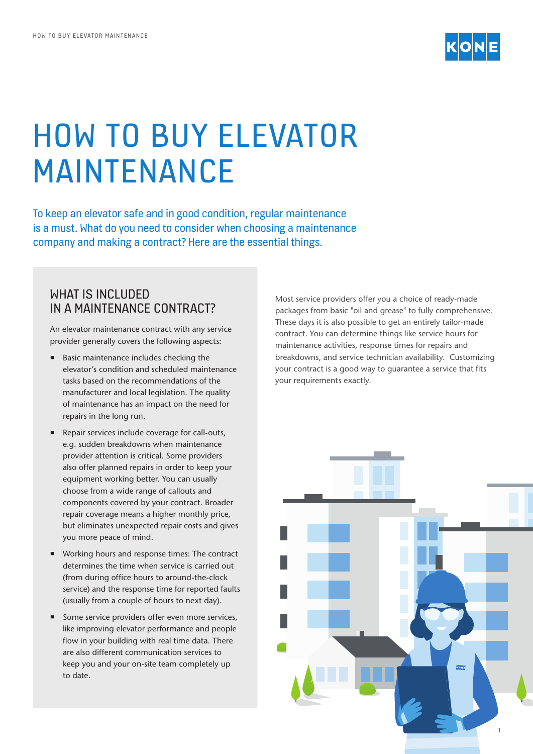# HOW TO BUY ELEVATOR MAINTENANCE

To keep an elevator safe and in good condition, regular maintenance is a must. What do you need to consider when choosing a maintenance company and making a contract? Here are the essential things.

## WHAT IS INCLUDED IN A MAINTENANCE CONTRACT?

An elevator maintenance contract with any service provider generally covers the following aspects:

- Basic maintenance includes checking the elevator's condition and scheduled maintenance tasks based on the recommendations of the manufacturer and local legislation. The quality of maintenance has an impact on the need for repairs in the long run.
- Repair services include coverage for call-outs, e.g. sudden breakdowns when maintenance provider attention is critical. Some providers also offer planned repairs in order to keep your equipment working better. You can usually choose from a wide range of callouts and components covered by your contract. Broader repair coverage means a higher monthly price, but eliminates unexpected repair costs and gives you more peace of mind.
- Working hours and response times: The contract determines the time when service is carried out (from during office hours to around-the-clock service) and the response time for reported faults (usually from a couple of hours to next day).
- Some service providers offer even more services, like improving elevator performance and people flow in your building with real time data. There are also different communication services to keep you and your on-site team completely up to date.

Most service providers offer you a choice of ready-made packages from basic "oil and grease" to fully comprehensive. These days it is also possible to get an entirely tailor-made contract. You can determine things like service hours for maintenance activities, response times for repairs and breakdowns, and service technician availability. Customizing your contract is a good way to guarantee a service that fits your requirements exactly.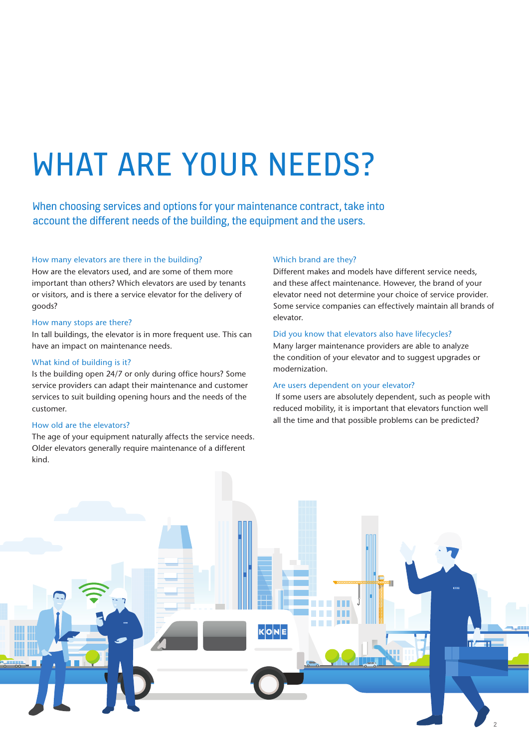# WHAT ARE YOUR NEEDS?

When choosing services and options for your maintenance contract, take into account the different needs of the building, the equipment and the users.

### How many elevators are there in the building?

How are the elevators used, and are some of them more important than others? Which elevators are used by tenants or visitors, and is there a service elevator for the delivery of goods?

### How many stops are there?

In tall buildings, the elevator is in more frequent use. This can have an impact on maintenance needs.

### What kind of building is it?

Is the building open 24/7 or only during office hours? Some service providers can adapt their maintenance and customer services to suit building opening hours and the needs of the customer.

### How old are the elevators?

The age of your equipment naturally affects the service needs. Older elevators generally require maintenance of a different kind.

### Which brand are they?

Different makes and models have different service needs, and these affect maintenance. However, the brand of your elevator need not determine your choice of service provider. Some service companies can effectively maintain all brands of elevator.

### Did you know that elevators also have lifecycles?

Many larger maintenance providers are able to analyze the condition of your elevator and to suggest upgrades or modernization.

### Are users dependent on your elevator?

If some users are absolutely dependent, such as people with reduced mobility, it is important that elevators function well all the time and that possible problems can be predicted?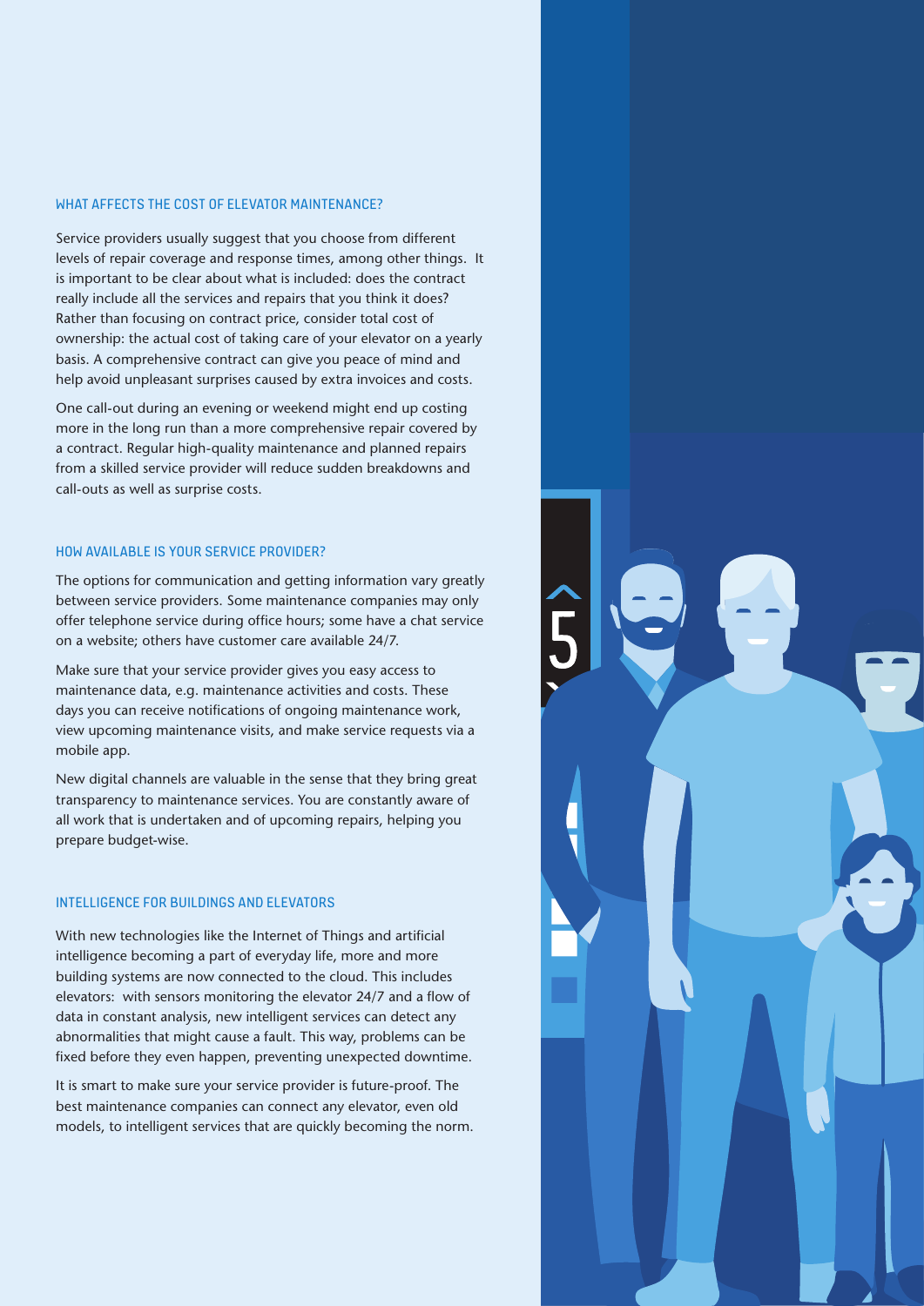## WHAT AFFECTS THE COST OF ELEVATOR MAINTENANCE?

Service providers usually suggest that you choose from different levels of repair coverage and response times, among other things. It is important to be clear about what is included: does the contract really include all the services and repairs that you think it does? Rather than focusing on contract price, consider total cost of ownership: the actual cost of taking care of your elevator on a yearly basis. A comprehensive contract can give you peace of mind and help avoid unpleasant surprises caused by extra invoices and costs.

One call-out during an evening or weekend might end up costing more in the long run than a more comprehensive repair covered by a contract. Regular high-quality maintenance and planned repairs from a skilled service provider will reduce sudden breakdowns and call-outs as well as surprise costs.

## HOW AVAILABLE IS YOUR SERVICE PROVIDER?

The options for communication and getting information vary greatly between service providers. Some maintenance companies may only offer telephone service during office hours; some have a chat service on a website; others have customer care available 24/7.

Make sure that your service provider gives you easy access to maintenance data, e.g. maintenance activities and costs. These days you can receive notifications of ongoing maintenance work, view upcoming maintenance visits, and make service requests via a mobile app.

New digital channels are valuable in the sense that they bring great transparency to maintenance services. You are constantly aware of all work that is undertaken and of upcoming repairs, helping you prepare budget-wise.

## INTELLIGENCE FOR BUILDINGS AND ELEVATORS

With new technologies like the Internet of Things and artificial intelligence becoming a part of everyday life, more and more building systems are now connected to the cloud. This includes elevators: with sensors monitoring the elevator 24/7 and a flow of data in constant analysis, new intelligent services can detect any abnormalities that might cause a fault. This way, problems can be fixed before they even happen, preventing unexpected downtime.

It is smart to make sure your service provider is future-proof. The best maintenance companies can connect any elevator, even old models, to intelligent services that are quickly becoming the norm.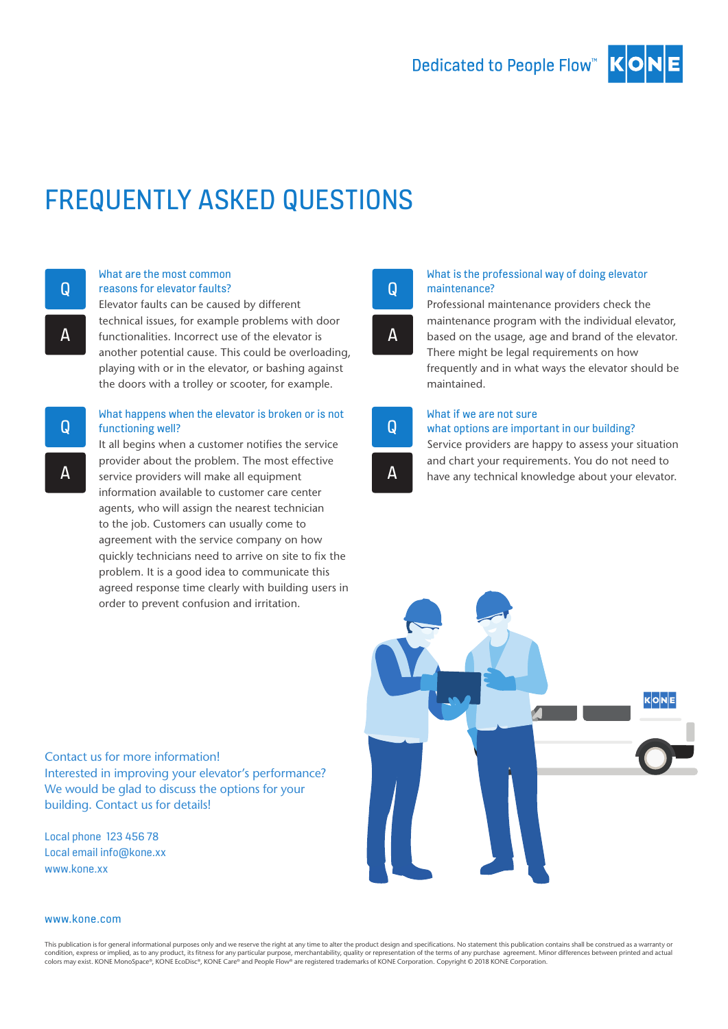Dedicated to People Flow™ KONE

# FREQUENTLY ASKED QUESTIONS

**Q: What are the most common reasons for elevator faults?**

**A:** Elevator faults can be caused by different technical issues, for example problems with door functionalities. Incorrect use of the elevator is another potential cause. This could be overloading, playing with or in the elevator, or bashing against the doors with a trolley or scooter, for example.

**Q: What happens when the elevator is broken or is not functioning well?**

**A:** It all begins when a customer notifies the service provider about the problem. The most effective service providers will make all equipment information available to customer care center agents, who will assign the nearest technician to the job. Customers can usually come to agreement with the service company on how quickly technicians need to arrive on site to fix the problem. It is a good idea to communicate this agreed response time clearly with building users in order to prevent confusion and irritation.

**Q: What is the professional way of doing elevator maintenance?**

**A:** Professional maintenance providers check the maintenance program with the individual elevator, based on the usage, age and brand of the elevator. There might be legal requirements on how frequently and in what ways the elevator should be maintained.

**Q: What if we are not sure what options are important in our building?**

**A:** Service providers are happy to assess your situation and chart your requirements. You do not need to have any technical knowledge about your elevator.

Contact us for more information!
Interested in improving your elevator's performance?
We would be glad to discuss the options for your building. Contact us for details!

Local phone 123 456 78
Local email info@kone.xx
www.kone.xx

www.kone.com

This publication is for general informational purposes only and we reserve the right at any time to alter the product design and specifications. No statement this publication contains shall be construed as a warranty or condition, express or implied, as to any product, its fitness for any particular purpose, merchantability, quality or representation of the terms of any purchase agreement. Minor differences between printed and actual colors may exist. KONE MonoSpace®, KONE EcoDisc®, KONE Care® and People Flow® are registered trademarks of KONE Corporation. Copyright © 2018 KONE Corporation.